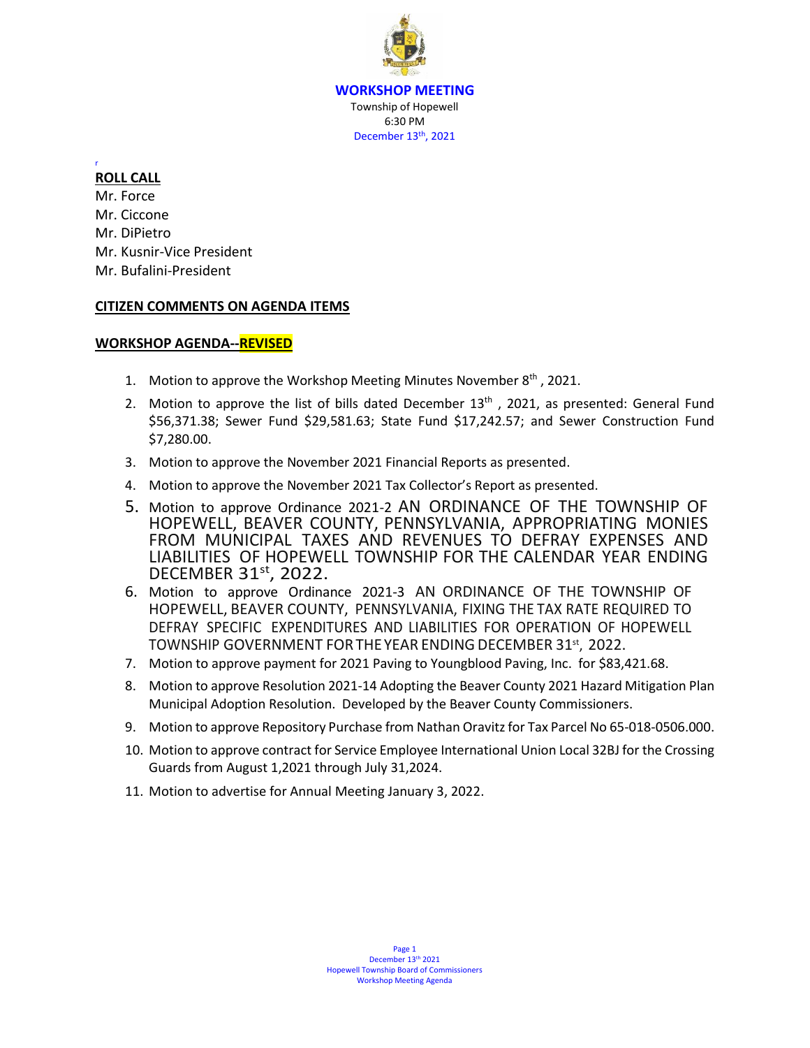# WORKSHOP MEETING

Township of Hopewell
6:30 PM
December 13th, 2021

r

**ROLL CALL**

Mr. Force
Mr. Ciccone
Mr. DiPietro
Mr. Kusnir-Vice President
Mr. Bufalini-President

**CITIZEN COMMENTS ON AGENDA ITEMS**

**WORKSHOP AGENDA--REVISED**

1. Motion to approve the Workshop Meeting Minutes November 8th , 2021.
2. Motion to approve the list of bills dated December 13th , 2021, as presented: General Fund $56,371.38; Sewer Fund $29,581.63; State Fund $17,242.57; and Sewer Construction Fund $7,280.00.
3. Motion to approve the November 2021 Financial Reports as presented.
4. Motion to approve the November 2021 Tax Collector's Report as presented.
5. Motion to approve Ordinance 2021-2 AN ORDINANCE OF THE TOWNSHIP OF HOPEWELL, BEAVER COUNTY, PENNSYLVANIA, APPROPRIATING MONIES FROM MUNICIPAL TAXES AND REVENUES TO DEFRAY EXPENSES AND LIABILITIES OF HOPEWELL TOWNSHIP FOR THE CALENDAR YEAR ENDING DECEMBER 31st, 2022.
6. Motion to approve Ordinance 2021-3 AN ORDINANCE OF THE TOWNSHIP OF HOPEWELL, BEAVER COUNTY, PENNSYLVANIA, FIXING THE TAX RATE REQUIRED TO DEFRAY SPECIFIC EXPENDITURES AND LIABILITIES FOR OPERATION OF HOPEWELL TOWNSHIP GOVERNMENT FOR THE YEAR ENDING DECEMBER 31st, 2022.
7. Motion to approve payment for 2021 Paving to Youngblood Paving, Inc. for $83,421.68.
8. Motion to approve Resolution 2021-14 Adopting the Beaver County 2021 Hazard Mitigation Plan Municipal Adoption Resolution. Developed by the Beaver County Commissioners.
9. Motion to approve Repository Purchase from Nathan Oravitz for Tax Parcel No 65-018-0506.000.
10. Motion to approve contract for Service Employee International Union Local 32BJ for the Crossing Guards from August 1,2021 through July 31,2024.
11. Motion to advertise for Annual Meeting January 3, 2022.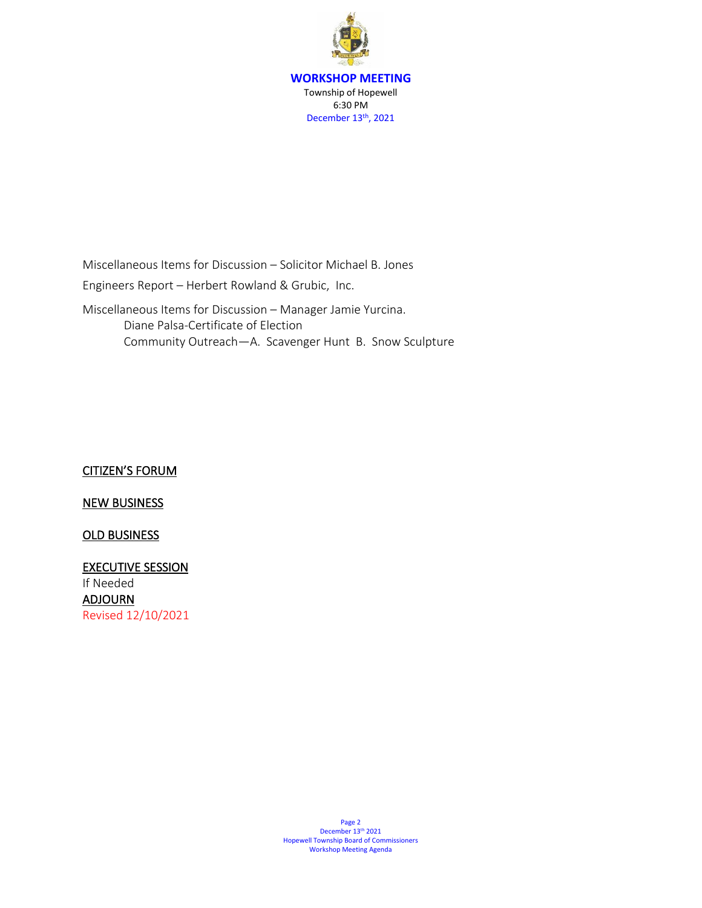**WORKSHOP MEETING**

Township of Hopewell
6:30 PM
December 13th, 2021

Miscellaneous Items for Discussion – Solicitor Michael B. Jones

Engineers Report – Herbert Rowland & Grubic, Inc.

Miscellaneous Items for Discussion – Manager Jamie Yurcina.

Diane Palsa-Certificate of Election

Community Outreach—A. Scavenger Hunt B. Snow Sculpture

CITIZEN'S FORUM

NEW BUSINESS

OLD BUSINESS

EXECUTIVE SESSION

If Needed

ADJOURN

Revised 12/10/2021